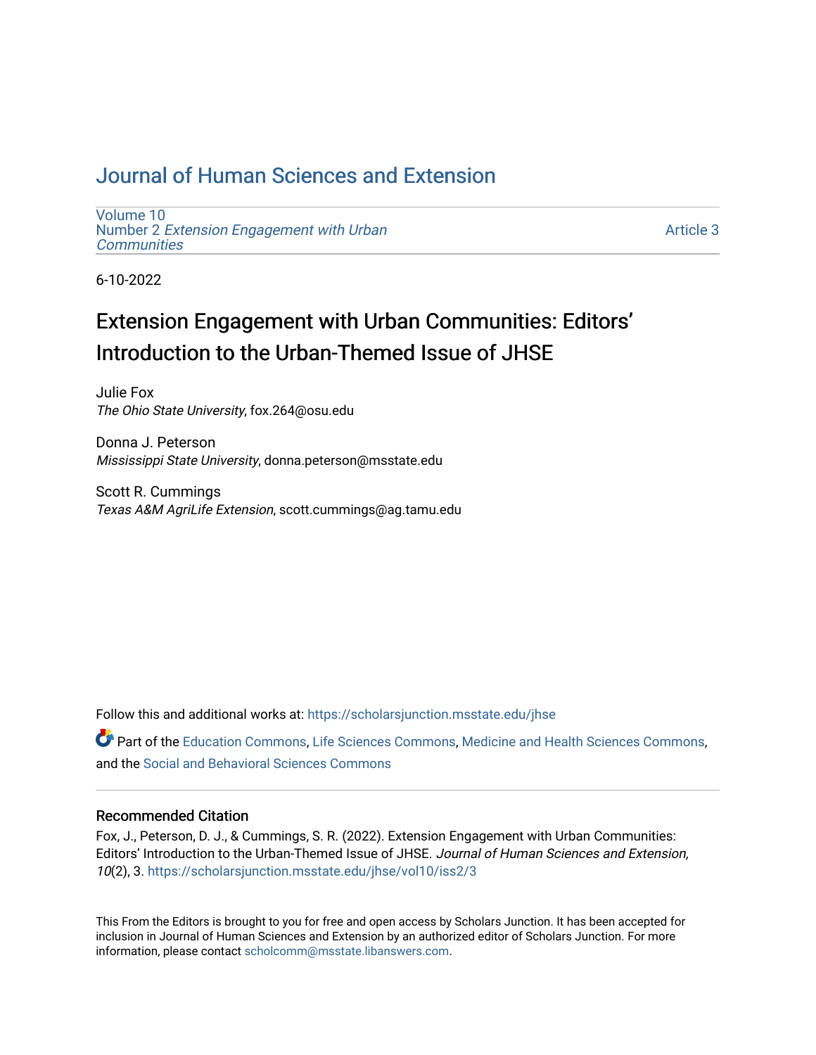# Journal of Human Sciences and Extension

Volume 10
Number 2 *Extension Engagement with Urban Communities*

Article 3

6-10-2022

## Extension Engagement with Urban Communities: Editors' Introduction to the Urban-Themed Issue of JHSE

Julie Fox
*The Ohio State University*, fox.264@osu.edu

Donna J. Peterson
*Mississippi State University*, donna.peterson@msstate.edu

Scott R. Cummings
*Texas A&M AgriLife Extension*, scott.cummings@ag.tamu.edu

Follow this and additional works at: https://scholarsjunction.msstate.edu/jhse

Part of the Education Commons, Life Sciences Commons, Medicine and Health Sciences Commons, and the Social and Behavioral Sciences Commons

### Recommended Citation

Fox, J., Peterson, D. J., & Cummings, S. R. (2022). Extension Engagement with Urban Communities: Editors' Introduction to the Urban-Themed Issue of JHSE. *Journal of Human Sciences and Extension, 10*(2), 3. https://scholarsjunction.msstate.edu/jhse/vol10/iss2/3

This From the Editors is brought to you for free and open access by Scholars Junction. It has been accepted for inclusion in Journal of Human Sciences and Extension by an authorized editor of Scholars Junction. For more information, please contact scholcomm@msstate.libanswers.com.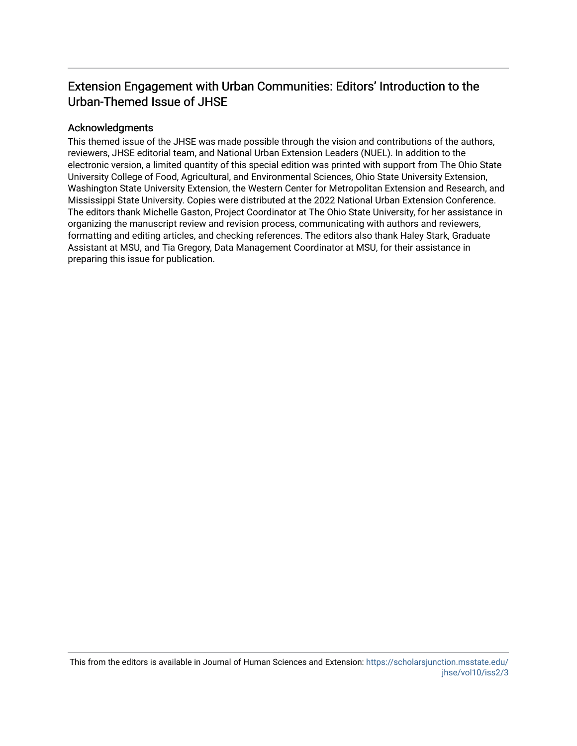# Extension Engagement with Urban Communities: Editors' Introduction to the Urban-Themed Issue of JHSE

## Acknowledgments

This themed issue of the JHSE was made possible through the vision and contributions of the authors, reviewers, JHSE editorial team, and National Urban Extension Leaders (NUEL). In addition to the electronic version, a limited quantity of this special edition was printed with support from The Ohio State University College of Food, Agricultural, and Environmental Sciences, Ohio State University Extension, Washington State University Extension, the Western Center for Metropolitan Extension and Research, and Mississippi State University. Copies were distributed at the 2022 National Urban Extension Conference. The editors thank Michelle Gaston, Project Coordinator at The Ohio State University, for her assistance in organizing the manuscript review and revision process, communicating with authors and reviewers, formatting and editing articles, and checking references. The editors also thank Haley Stark, Graduate Assistant at MSU, and Tia Gregory, Data Management Coordinator at MSU, for their assistance in preparing this issue for publication.

This from the editors is available in Journal of Human Sciences and Extension: https://scholarsjunction.msstate.edu/jhse/vol10/iss2/3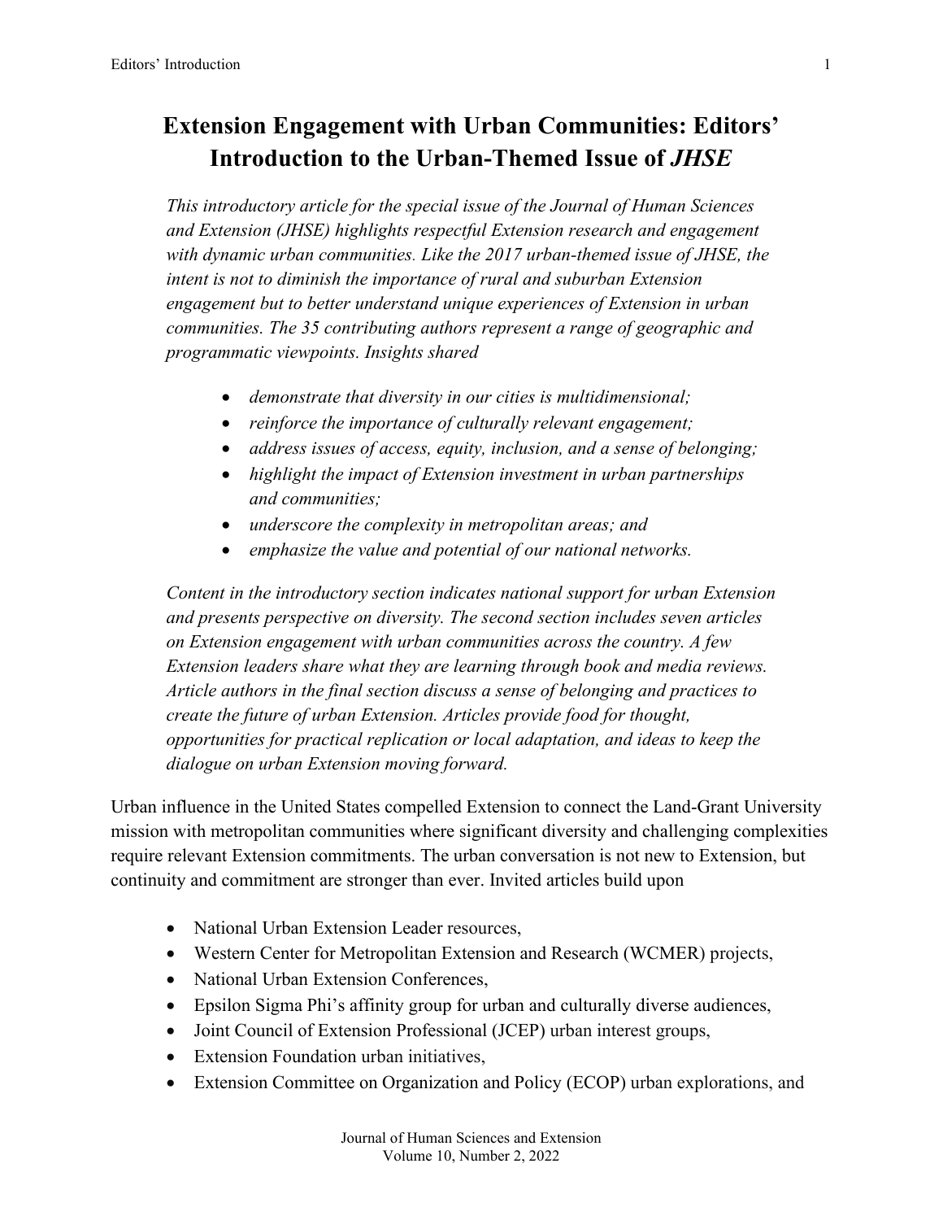# Extension Engagement with Urban Communities: Editors' Introduction to the Urban-Themed Issue of *JHSE*

*This introductory article for the special issue of the Journal of Human Sciences and Extension (JHSE) highlights respectful Extension research and engagement with dynamic urban communities. Like the 2017 urban-themed issue of JHSE, the intent is not to diminish the importance of rural and suburban Extension engagement but to better understand unique experiences of Extension in urban communities. The 35 contributing authors represent a range of geographic and programmatic viewpoints. Insights shared*

- *demonstrate that diversity in our cities is multidimensional;*
- *reinforce the importance of culturally relevant engagement;*
- *address issues of access, equity, inclusion, and a sense of belonging;*
- *highlight the impact of Extension investment in urban partnerships and communities;*
- *underscore the complexity in metropolitan areas; and*
- *emphasize the value and potential of our national networks.*

*Content in the introductory section indicates national support for urban Extension and presents perspective on diversity. The second section includes seven articles on Extension engagement with urban communities across the country. A few Extension leaders share what they are learning through book and media reviews. Article authors in the final section discuss a sense of belonging and practices to create the future of urban Extension. Articles provide food for thought, opportunities for practical replication or local adaptation, and ideas to keep the dialogue on urban Extension moving forward.*

Urban influence in the United States compelled Extension to connect the Land-Grant University mission with metropolitan communities where significant diversity and challenging complexities require relevant Extension commitments. The urban conversation is not new to Extension, but continuity and commitment are stronger than ever. Invited articles build upon

- National Urban Extension Leader resources,
- Western Center for Metropolitan Extension and Research (WCMER) projects,
- National Urban Extension Conferences,
- Epsilon Sigma Phi's affinity group for urban and culturally diverse audiences,
- Joint Council of Extension Professional (JCEP) urban interest groups,
- Extension Foundation urban initiatives,
- Extension Committee on Organization and Policy (ECOP) urban explorations, and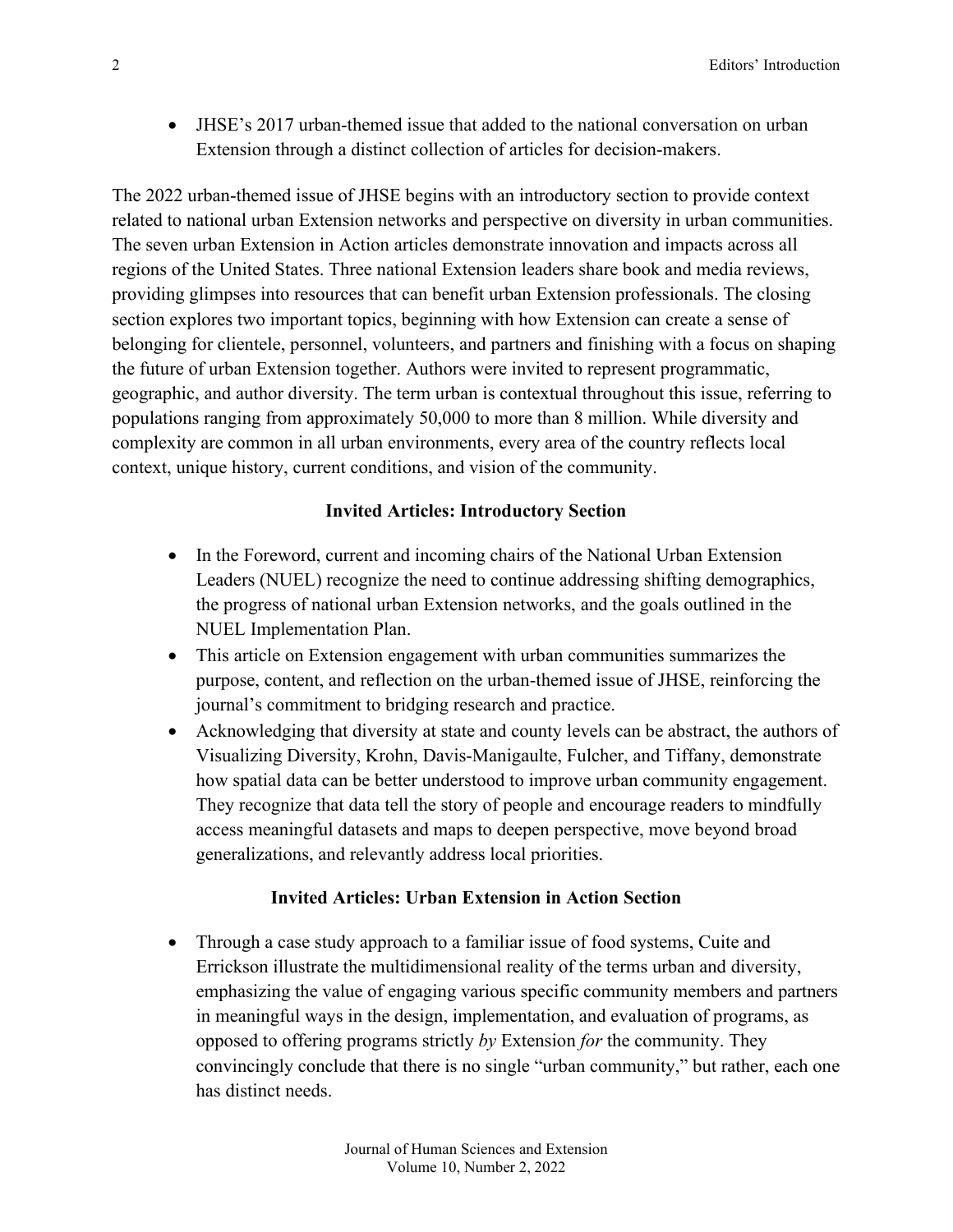- JHSE's 2017 urban-themed issue that added to the national conversation on urban Extension through a distinct collection of articles for decision-makers.

The 2022 urban-themed issue of JHSE begins with an introductory section to provide context related to national urban Extension networks and perspective on diversity in urban communities. The seven urban Extension in Action articles demonstrate innovation and impacts across all regions of the United States. Three national Extension leaders share book and media reviews, providing glimpses into resources that can benefit urban Extension professionals. The closing section explores two important topics, beginning with how Extension can create a sense of belonging for clientele, personnel, volunteers, and partners and finishing with a focus on shaping the future of urban Extension together. Authors were invited to represent programmatic, geographic, and author diversity. The term urban is contextual throughout this issue, referring to populations ranging from approximately 50,000 to more than 8 million. While diversity and complexity are common in all urban environments, every area of the country reflects local context, unique history, current conditions, and vision of the community.

### Invited Articles: Introductory Section

- In the Foreword, current and incoming chairs of the National Urban Extension Leaders (NUEL) recognize the need to continue addressing shifting demographics, the progress of national urban Extension networks, and the goals outlined in the NUEL Implementation Plan.
- This article on Extension engagement with urban communities summarizes the purpose, content, and reflection on the urban-themed issue of JHSE, reinforcing the journal's commitment to bridging research and practice.
- Acknowledging that diversity at state and county levels can be abstract, the authors of Visualizing Diversity, Krohn, Davis-Manigaulte, Fulcher, and Tiffany, demonstrate how spatial data can be better understood to improve urban community engagement. They recognize that data tell the story of people and encourage readers to mindfully access meaningful datasets and maps to deepen perspective, move beyond broad generalizations, and relevantly address local priorities.

### Invited Articles: Urban Extension in Action Section

- Through a case study approach to a familiar issue of food systems, Cuite and Errickson illustrate the multidimensional reality of the terms urban and diversity, emphasizing the value of engaging various specific community members and partners in meaningful ways in the design, implementation, and evaluation of programs, as opposed to offering programs strictly *by* Extension *for* the community. They convincingly conclude that there is no single "urban community," but rather, each one has distinct needs.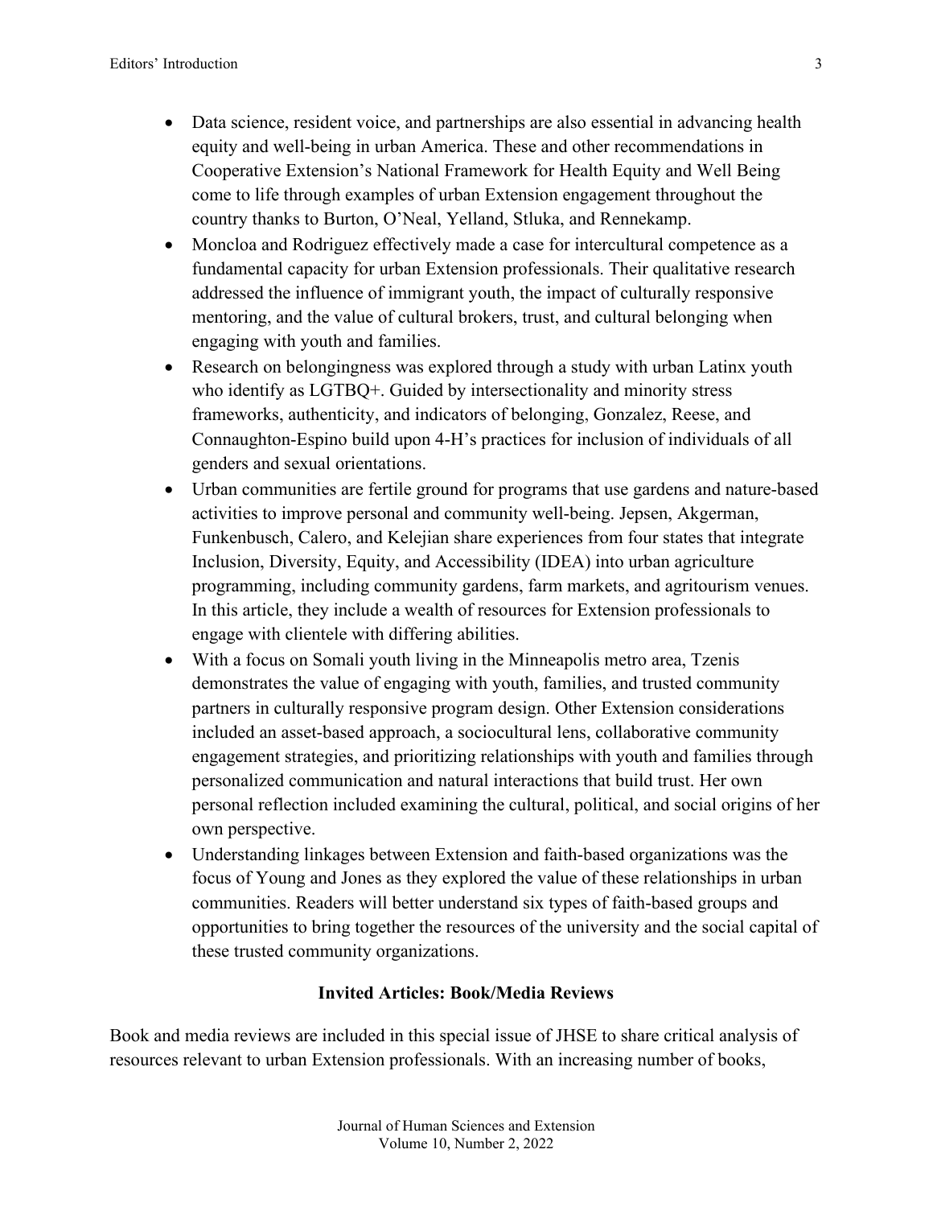- Data science, resident voice, and partnerships are also essential in advancing health equity and well-being in urban America. These and other recommendations in Cooperative Extension's National Framework for Health Equity and Well Being come to life through examples of urban Extension engagement throughout the country thanks to Burton, O'Neal, Yelland, Stluka, and Rennekamp.
- Moncloa and Rodriguez effectively made a case for intercultural competence as a fundamental capacity for urban Extension professionals. Their qualitative research addressed the influence of immigrant youth, the impact of culturally responsive mentoring, and the value of cultural brokers, trust, and cultural belonging when engaging with youth and families.
- Research on belongingness was explored through a study with urban Latinx youth who identify as LGTBQ+. Guided by intersectionality and minority stress frameworks, authenticity, and indicators of belonging, Gonzalez, Reese, and Connaughton-Espino build upon 4-H's practices for inclusion of individuals of all genders and sexual orientations.
- Urban communities are fertile ground for programs that use gardens and nature-based activities to improve personal and community well-being. Jepsen, Akgerman, Funkenbusch, Calero, and Kelejian share experiences from four states that integrate Inclusion, Diversity, Equity, and Accessibility (IDEA) into urban agriculture programming, including community gardens, farm markets, and agritourism venues. In this article, they include a wealth of resources for Extension professionals to engage with clientele with differing abilities.
- With a focus on Somali youth living in the Minneapolis metro area, Tzenis demonstrates the value of engaging with youth, families, and trusted community partners in culturally responsive program design. Other Extension considerations included an asset-based approach, a sociocultural lens, collaborative community engagement strategies, and prioritizing relationships with youth and families through personalized communication and natural interactions that build trust. Her own personal reflection included examining the cultural, political, and social origins of her own perspective.
- Understanding linkages between Extension and faith-based organizations was the focus of Young and Jones as they explored the value of these relationships in urban communities. Readers will better understand six types of faith-based groups and opportunities to bring together the resources of the university and the social capital of these trusted community organizations.

## Invited Articles: Book/Media Reviews

Book and media reviews are included in this special issue of JHSE to share critical analysis of resources relevant to urban Extension professionals. With an increasing number of books,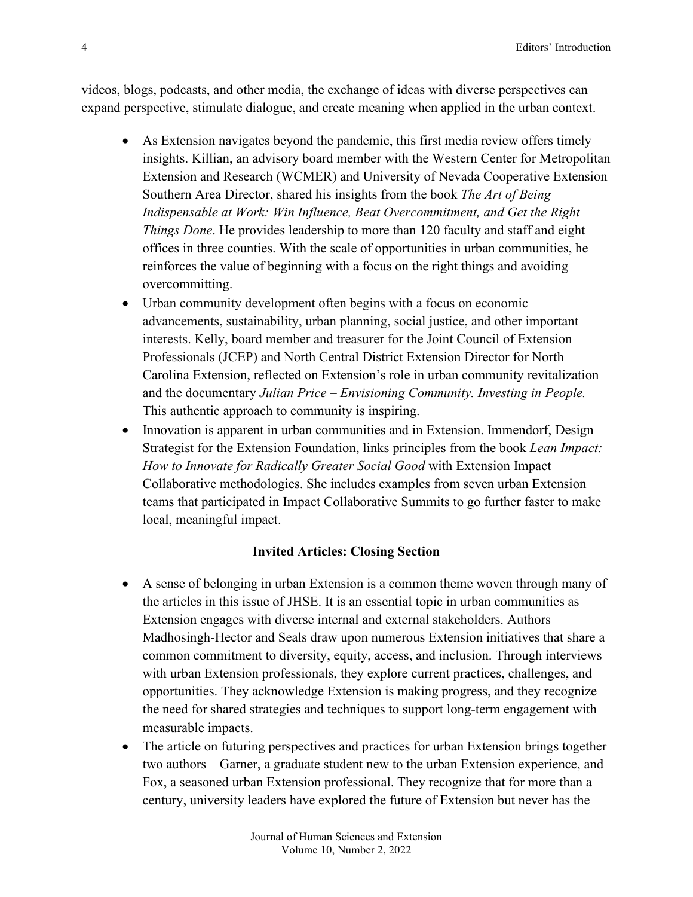videos, blogs, podcasts, and other media, the exchange of ideas with diverse perspectives can expand perspective, stimulate dialogue, and create meaning when applied in the urban context.

- As Extension navigates beyond the pandemic, this first media review offers timely insights. Killian, an advisory board member with the Western Center for Metropolitan Extension and Research (WCMER) and University of Nevada Cooperative Extension Southern Area Director, shared his insights from the book *The Art of Being Indispensable at Work: Win Influence, Beat Overcommitment, and Get the Right Things Done*. He provides leadership to more than 120 faculty and staff and eight offices in three counties. With the scale of opportunities in urban communities, he reinforces the value of beginning with a focus on the right things and avoiding overcommitting.
- Urban community development often begins with a focus on economic advancements, sustainability, urban planning, social justice, and other important interests. Kelly, board member and treasurer for the Joint Council of Extension Professionals (JCEP) and North Central District Extension Director for North Carolina Extension, reflected on Extension's role in urban community revitalization and the documentary *Julian Price – Envisioning Community. Investing in People.* This authentic approach to community is inspiring.
- Innovation is apparent in urban communities and in Extension. Immendorf, Design Strategist for the Extension Foundation, links principles from the book *Lean Impact: How to Innovate for Radically Greater Social Good* with Extension Impact Collaborative methodologies. She includes examples from seven urban Extension teams that participated in Impact Collaborative Summits to go further faster to make local, meaningful impact.

## Invited Articles: Closing Section

- A sense of belonging in urban Extension is a common theme woven through many of the articles in this issue of JHSE. It is an essential topic in urban communities as Extension engages with diverse internal and external stakeholders. Authors Madhosingh-Hector and Seals draw upon numerous Extension initiatives that share a common commitment to diversity, equity, access, and inclusion. Through interviews with urban Extension professionals, they explore current practices, challenges, and opportunities. They acknowledge Extension is making progress, and they recognize the need for shared strategies and techniques to support long-term engagement with measurable impacts.
- The article on futuring perspectives and practices for urban Extension brings together two authors – Garner, a graduate student new to the urban Extension experience, and Fox, a seasoned urban Extension professional. They recognize that for more than a century, university leaders have explored the future of Extension but never has the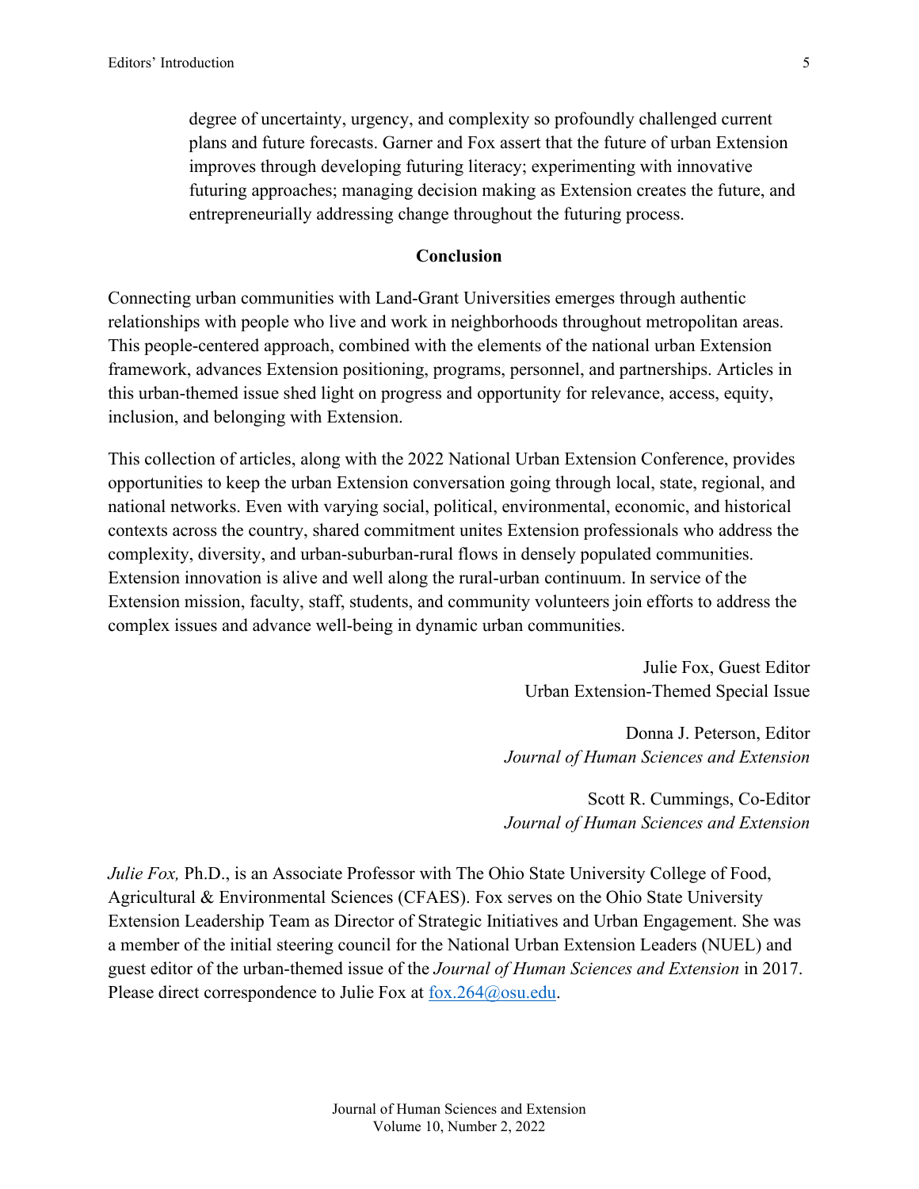degree of uncertainty, urgency, and complexity so profoundly challenged current plans and future forecasts. Garner and Fox assert that the future of urban Extension improves through developing futuring literacy; experimenting with innovative futuring approaches; managing decision making as Extension creates the future, and entrepreneurially addressing change throughout the futuring process.

## Conclusion

Connecting urban communities with Land-Grant Universities emerges through authentic relationships with people who live and work in neighborhoods throughout metropolitan areas. This people-centered approach, combined with the elements of the national urban Extension framework, advances Extension positioning, programs, personnel, and partnerships. Articles in this urban-themed issue shed light on progress and opportunity for relevance, access, equity, inclusion, and belonging with Extension.

This collection of articles, along with the 2022 National Urban Extension Conference, provides opportunities to keep the urban Extension conversation going through local, state, regional, and national networks. Even with varying social, political, environmental, economic, and historical contexts across the country, shared commitment unites Extension professionals who address the complexity, diversity, and urban-suburban-rural flows in densely populated communities. Extension innovation is alive and well along the rural-urban continuum. In service of the Extension mission, faculty, staff, students, and community volunteers join efforts to address the complex issues and advance well-being in dynamic urban communities.

Julie Fox, Guest Editor
Urban Extension-Themed Special Issue

Donna J. Peterson, Editor
*Journal of Human Sciences and Extension*

Scott R. Cummings, Co-Editor
*Journal of Human Sciences and Extension*

*Julie Fox,* Ph.D., is an Associate Professor with The Ohio State University College of Food, Agricultural & Environmental Sciences (CFAES). Fox serves on the Ohio State University Extension Leadership Team as Director of Strategic Initiatives and Urban Engagement. She was a member of the initial steering council for the National Urban Extension Leaders (NUEL) and guest editor of the urban-themed issue of the *Journal of Human Sciences and Extension* in 2017. Please direct correspondence to Julie Fox at fox.264@osu.edu.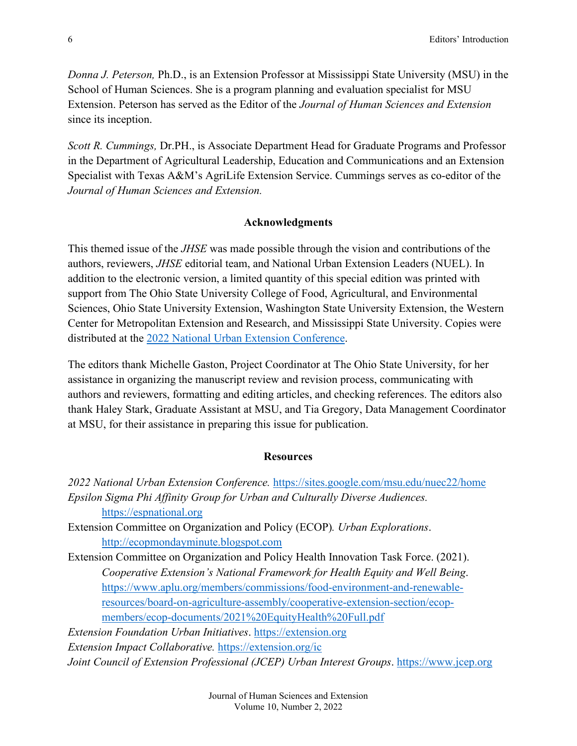*Donna J. Peterson,* Ph.D., is an Extension Professor at Mississippi State University (MSU) in the School of Human Sciences. She is a program planning and evaluation specialist for MSU Extension. Peterson has served as the Editor of the *Journal of Human Sciences and Extension* since its inception.

*Scott R. Cummings,* Dr.PH., is Associate Department Head for Graduate Programs and Professor in the Department of Agricultural Leadership, Education and Communications and an Extension Specialist with Texas A&M's AgriLife Extension Service. Cummings serves as co-editor of the *Journal of Human Sciences and Extension.*

## Acknowledgments

This themed issue of the *JHSE* was made possible through the vision and contributions of the authors, reviewers, *JHSE* editorial team, and National Urban Extension Leaders (NUEL). In addition to the electronic version, a limited quantity of this special edition was printed with support from The Ohio State University College of Food, Agricultural, and Environmental Sciences, Ohio State University Extension, Washington State University Extension, the Western Center for Metropolitan Extension and Research, and Mississippi State University. Copies were distributed at the [2022 National Urban Extension Conference](https://sites.google.com/msu.edu/nuec22/home).

The editors thank Michelle Gaston, Project Coordinator at The Ohio State University, for her assistance in organizing the manuscript review and revision process, communicating with authors and reviewers, formatting and editing articles, and checking references. The editors also thank Haley Stark, Graduate Assistant at MSU, and Tia Gregory, Data Management Coordinator at MSU, for their assistance in preparing this issue for publication.

## Resources

*2022 National Urban Extension Conference.* https://sites.google.com/msu.edu/nuec22/home

*Epsilon Sigma Phi Affinity Group for Urban and Culturally Diverse Audiences.* https://espnational.org

Extension Committee on Organization and Policy (ECOP)*. Urban Explorations*. http://ecopmondayminute.blogspot.com

Extension Committee on Organization and Policy Health Innovation Task Force. (2021). *Cooperative Extension's National Framework for Health Equity and Well Being*. https://www.aplu.org/members/commissions/food-environment-and-renewable-resources/board-on-agriculture-assembly/cooperative-extension-section/ecop-members/ecop-documents/2021%20EquityHealth%20Full.pdf

*Extension Foundation Urban Initiatives*. https://extension.org

*Extension Impact Collaborative.* https://extension.org/ic

*Joint Council of Extension Professional (JCEP) Urban Interest Groups*. https://www.jcep.org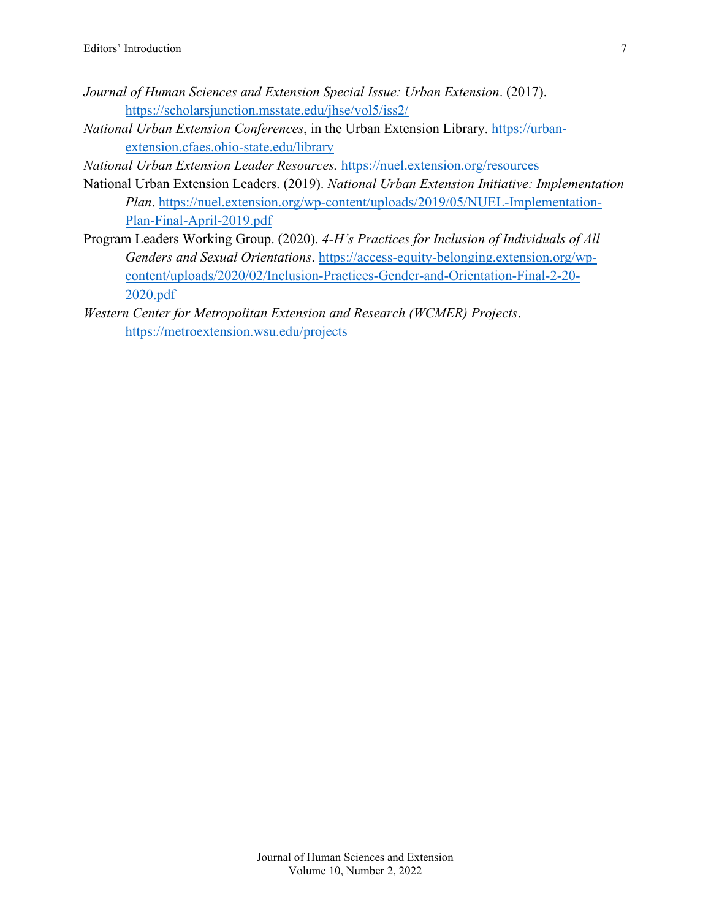*Journal of Human Sciences and Extension Special Issue: Urban Extension*. (2017). https://scholarsjunction.msstate.edu/jhse/vol5/iss2/

*National Urban Extension Conferences*, in the Urban Extension Library. https://urban-extension.cfaes.ohio-state.edu/library

*National Urban Extension Leader Resources.* https://nuel.extension.org/resources

National Urban Extension Leaders. (2019). *National Urban Extension Initiative: Implementation Plan*. https://nuel.extension.org/wp-content/uploads/2019/05/NUEL-Implementation-Plan-Final-April-2019.pdf

Program Leaders Working Group. (2020). *4-H's Practices for Inclusion of Individuals of All Genders and Sexual Orientations*. https://access-equity-belonging.extension.org/wp-content/uploads/2020/02/Inclusion-Practices-Gender-and-Orientation-Final-2-20-2020.pdf

*Western Center for Metropolitan Extension and Research (WCMER) Projects*. https://metroextension.wsu.edu/projects